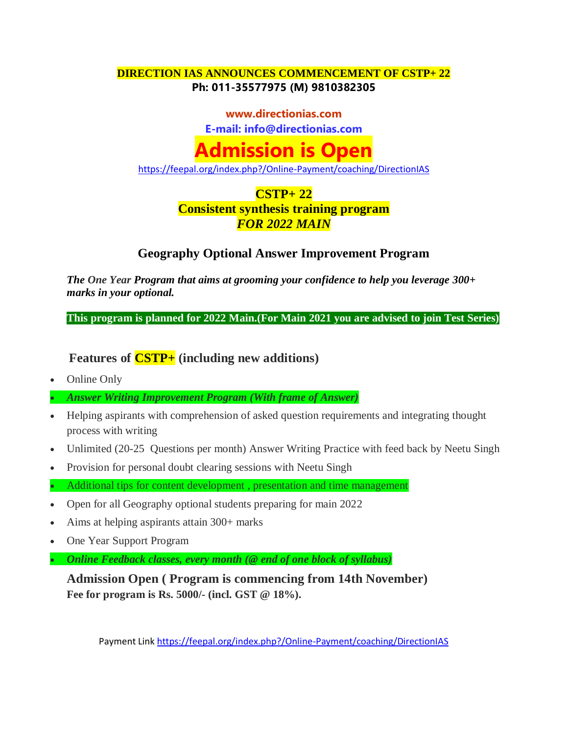**DIRECTION IAS ANNOUNCES COMMENCEMENT OF CSTP+ 22**
**Ph: 011-35577975 (M) 9810382305**

**www.directionias.com**
**E-mail: info@directionias.com**

# Admission is Open

https://feepal.org/index.php?/Online-Payment/coaching/DirectionIAS

## CSTP+ 22
## Consistent synthesis training program
## *FOR 2022 MAIN*

### Geography Optional Answer Improvement Program

***The One Year Program that aims at grooming your confidence to help you leverage 300+ marks in your optional.***

**This program is planned for 2022 Main.(For Main 2021 you are advised to join Test Series)**

### Features of CSTP+ (including new additions)

- Online Only
- ***Answer Writing Improvement Program (With frame of Answer)***
- Helping aspirants with comprehension of asked question requirements and integrating thought process with writing
- Unlimited (20-25 Questions per month) Answer Writing Practice with feed back by Neetu Singh
- Provision for personal doubt clearing sessions with Neetu Singh
- Additional tips for content development , presentation and time management
- Open for all Geography optional students preparing for main 2022
- Aims at helping aspirants attain 300+ marks
- One Year Support Program
- ***Online Feedback classes, every month (@ end of one block of syllabus)***

**Admission Open ( Program is commencing from 14th November)**
**Fee for program is Rs. 5000/- (incl. GST @ 18%).**

Payment Link https://feepal.org/index.php?/Online-Payment/coaching/DirectionIAS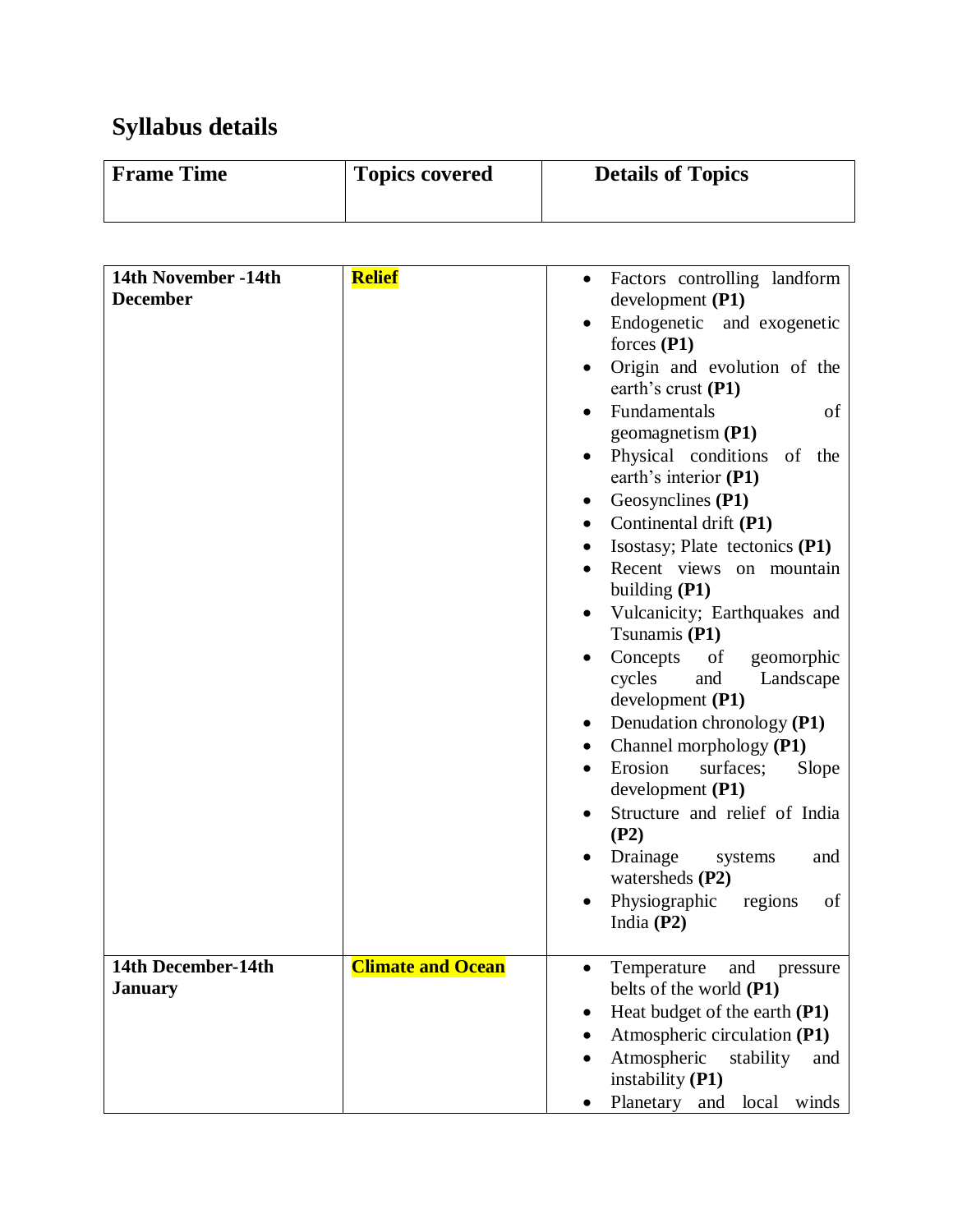## Syllabus details

| Frame Time | Topics covered | Details of Topics |
| --- | --- | --- |
| **14th November -14th December** | **Relief** | • Factors controlling landform development **(P1)**<br>• Endogenetic and exogenetic forces **(P1)**<br>• Origin and evolution of the earth's crust **(P1)**<br>• Fundamentals of geomagnetism **(P1)**<br>• Physical conditions of the earth's interior **(P1)**<br>• Geosynclines **(P1)**<br>• Continental drift **(P1)**<br>• Isostasy; Plate tectonics **(P1)**<br>• Recent views on mountain building **(P1)**<br>• Vulcanicity; Earthquakes and Tsunamis **(P1)**<br>• Concepts of geomorphic cycles and Landscape development **(P1)**<br>• Denudation chronology **(P1)**<br>• Channel morphology **(P1)**<br>• Erosion surfaces; Slope development **(P1)**<br>• Structure and relief of India **(P2)**<br>• Drainage systems and watersheds **(P2)**<br>• Physiographic regions of India **(P2)** |
| **14th December-14th January** | **Climate and Ocean** | • Temperature and pressure belts of the world **(P1)**<br>• Heat budget of the earth **(P1)**<br>• Atmospheric circulation **(P1)**<br>• Atmospheric stability and instability **(P1)**<br>• Planetary and local winds |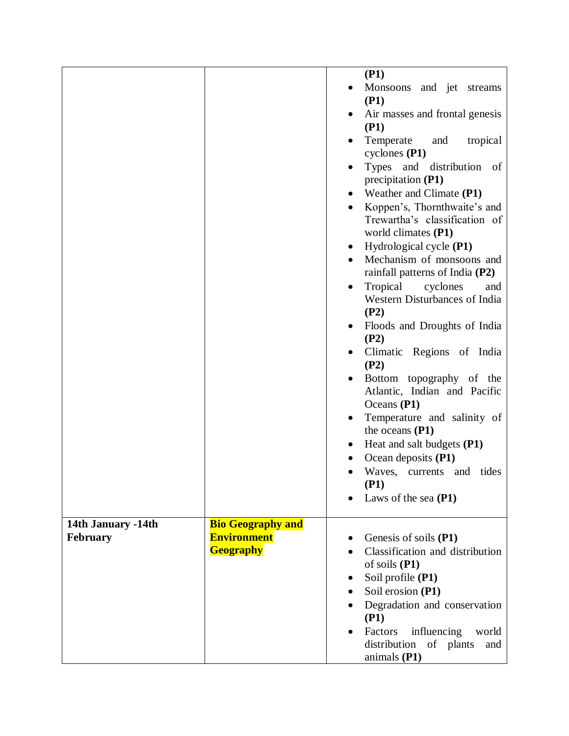| | | |
|---|---|---|
| | | **(P1)**<br>• Monsoons and jet streams **(P1)**<br>• Air masses and frontal genesis **(P1)**<br>• Temperate and tropical cyclones **(P1)**<br>• Types and distribution of precipitation **(P1)**<br>• Weather and Climate **(P1)**<br>• Koppen's, Thornthwaite's and Trewartha's classification of world climates **(P1)**<br>• Hydrological cycle **(P1)**<br>• Mechanism of monsoons and rainfall patterns of India **(P2)**<br>• Tropical cyclones and Western Disturbances of India **(P2)**<br>• Floods and Droughts of India **(P2)**<br>• Climatic Regions of India **(P2)**<br>• Bottom topography of the Atlantic, Indian and Pacific Oceans **(P1)**<br>• Temperature and salinity of the oceans **(P1)**<br>• Heat and salt budgets **(P1)**<br>• Ocean deposits **(P1)**<br>• Waves, currents and tides **(P1)**<br>• Laws of the sea **(P1)** |
| **14th January -14th February** | **Bio Geography and Environment Geography** | • Genesis of soils **(P1)**<br>• Classification and distribution of soils **(P1)**<br>• Soil profile **(P1)**<br>• Soil erosion **(P1)**<br>• Degradation and conservation **(P1)**<br>• Factors influencing world distribution of plants and animals **(P1)** |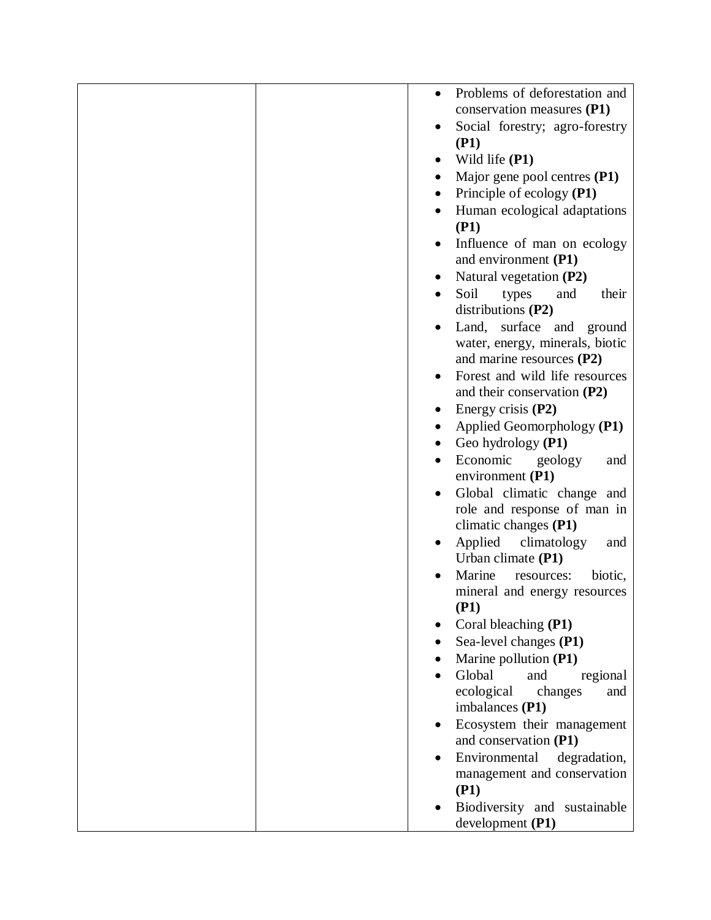| | | |
|---|---|---|
| | | • Problems of deforestation and conservation measures **(P1)**<br>• Social forestry; agro-forestry **(P1)**<br>• Wild life **(P1)**<br>• Major gene pool centres **(P1)**<br>• Principle of ecology **(P1)**<br>• Human ecological adaptations **(P1)**<br>• Influence of man on ecology and environment **(P1)**<br>• Natural vegetation **(P2)**<br>• Soil types and their distributions **(P2)**<br>• Land, surface and ground water, energy, minerals, biotic and marine resources **(P2)**<br>• Forest and wild life resources and their conservation **(P2)**<br>• Energy crisis **(P2)**<br>• Applied Geomorphology **(P1)**<br>• Geo hydrology **(P1)**<br>• Economic geology and environment **(P1)**<br>• Global climatic change and role and response of man in climatic changes **(P1)**<br>• Applied climatology and Urban climate **(P1)**<br>• Marine resources: biotic, mineral and energy resources **(P1)**<br>• Coral bleaching **(P1)**<br>• Sea-level changes **(P1)**<br>• Marine pollution **(P1)**<br>• Global and regional ecological changes and imbalances **(P1)**<br>• Ecosystem their management and conservation **(P1)**<br>• Environmental degradation, management and conservation **(P1)**<br>• Biodiversity and sustainable development **(P1)** |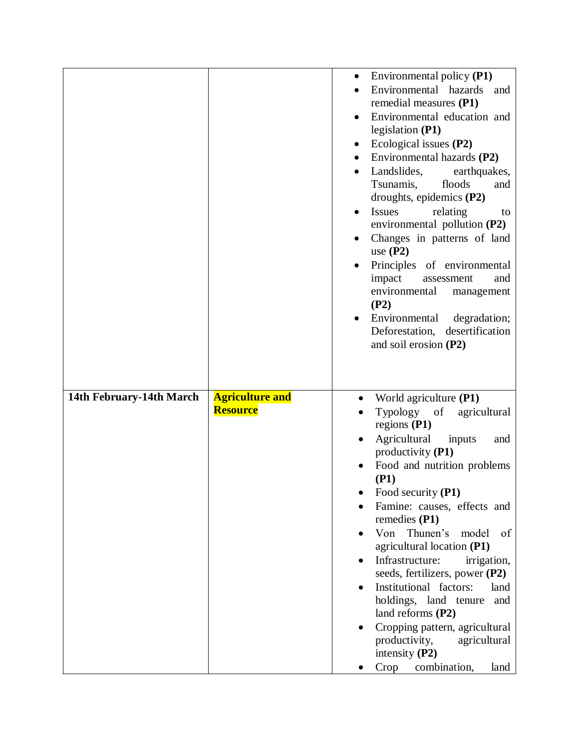| | | |
|---|---|---|
| | | • Environmental policy **(P1)**<br>• Environmental hazards and remedial measures **(P1)**<br>• Environmental education and legislation **(P1)**<br>• Ecological issues **(P2)**<br>• Environmental hazards **(P2)**<br>• Landslides, earthquakes, Tsunamis, floods and droughts, epidemics **(P2)**<br>• Issues relating to environmental pollution **(P2)**<br>• Changes in patterns of land use **(P2)**<br>• Principles of environmental impact assessment and environmental management **(P2)**<br>• Environmental degradation; Deforestation, desertification and soil erosion **(P2)** |
| **14th February-14th March** | **Agriculture and Resource** | • World agriculture **(P1)**<br>• Typology of agricultural regions **(P1)**<br>• Agricultural inputs and productivity **(P1)**<br>• Food and nutrition problems **(P1)**<br>• Food security **(P1)**<br>• Famine: causes, effects and remedies **(P1)**<br>• Von Thunen's model of agricultural location **(P1)**<br>• Infrastructure: irrigation, seeds, fertilizers, power **(P2)**<br>• Institutional factors: land holdings, land tenure and land reforms **(P2)**<br>• Cropping pattern, agricultural productivity, agricultural intensity **(P2)**<br>• Crop combination, land |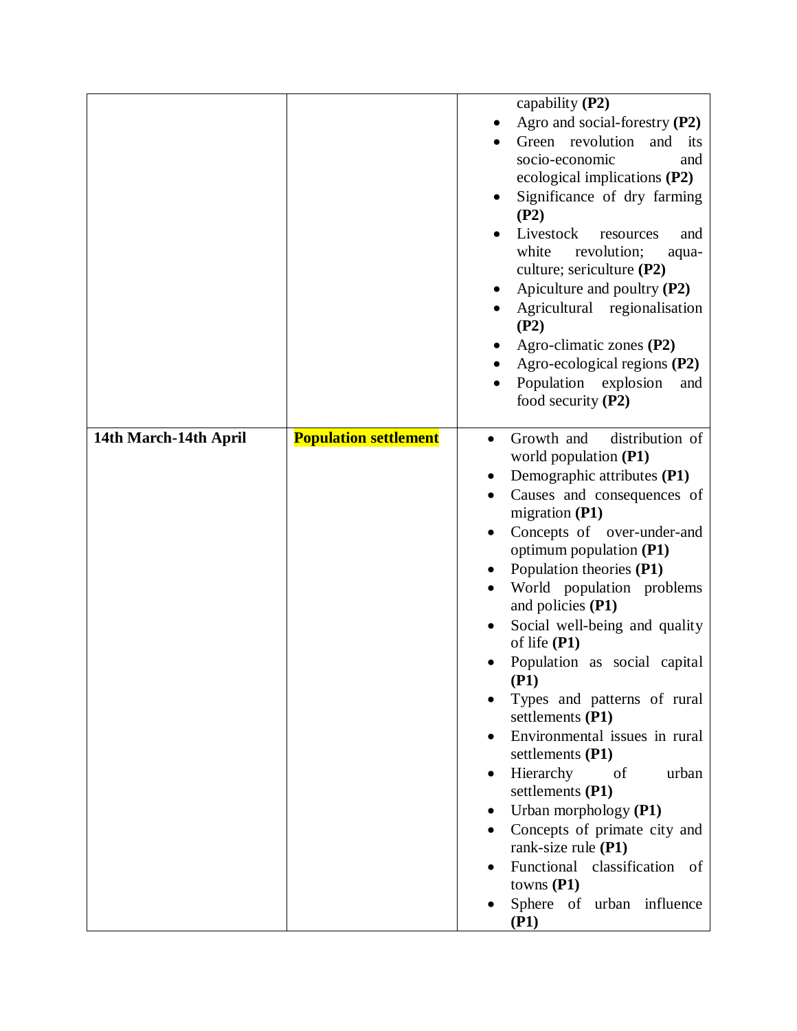| | | |
|---|---|---|
| | | capability **(P2)**<br>• Agro and social-forestry **(P2)**<br>• Green revolution and its socio-economic and ecological implications **(P2)**<br>• Significance of dry farming **(P2)**<br>• Livestock resources and white revolution; aqua-culture; sericulture **(P2)**<br>• Apiculture and poultry **(P2)**<br>• Agricultural regionalisation **(P2)**<br>• Agro-climatic zones **(P2)**<br>• Agro-ecological regions **(P2)**<br>• Population explosion and food security **(P2)** |
| **14th March-14th April** | **Population settlement** | • Growth and distribution of world population **(P1)**<br>• Demographic attributes **(P1)**<br>• Causes and consequences of migration **(P1)**<br>• Concepts of over-under-and optimum population **(P1)**<br>• Population theories **(P1)**<br>• World population problems and policies **(P1)**<br>• Social well-being and quality of life **(P1)**<br>• Population as social capital **(P1)**<br>• Types and patterns of rural settlements **(P1)**<br>• Environmental issues in rural settlements **(P1)**<br>• Hierarchy of urban settlements **(P1)**<br>• Urban morphology **(P1)**<br>• Concepts of primate city and rank-size rule **(P1)**<br>• Functional classification of towns **(P1)**<br>• Sphere of urban influence **(P1)** |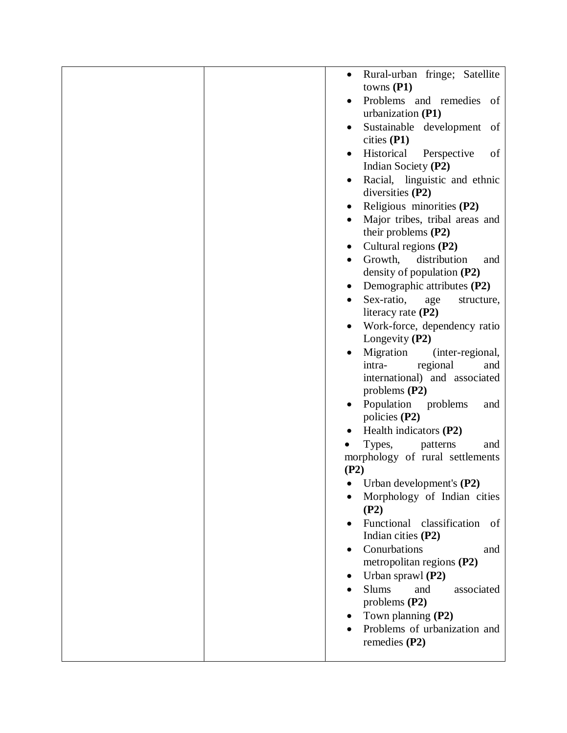|  |  |  |
|---|---|---|
|  |  | • Rural-urban fringe; Satellite towns **(P1)**<br>• Problems and remedies of urbanization **(P1)**<br>• Sustainable development of cities **(P1)**<br>• Historical Perspective of Indian Society **(P2)**<br>• Racial, linguistic and ethnic diversities **(P2)**<br>• Religious minorities **(P2)**<br>• Major tribes, tribal areas and their problems **(P2)**<br>• Cultural regions **(P2)**<br>• Growth, distribution and density of population **(P2)**<br>• Demographic attributes **(P2)**<br>• Sex-ratio, age structure, literacy rate **(P2)**<br>• Work-force, dependency ratio Longevity **(P2)**<br>• Migration (inter-regional, intra- regional and international) and associated problems **(P2)**<br>• Population problems and policies **(P2)**<br>• Health indicators **(P2)**<br>• Types, patterns and morphology of rural settlements **(P2)**<br>• Urban development's **(P2)**<br>• Morphology of Indian cities **(P2)**<br>• Functional classification of Indian cities **(P2)**<br>• Conurbations and metropolitan regions **(P2)**<br>• Urban sprawl **(P2)**<br>• Slums and associated problems **(P2)**<br>• Town planning **(P2)**<br>• Problems of urbanization and remedies **(P2)** |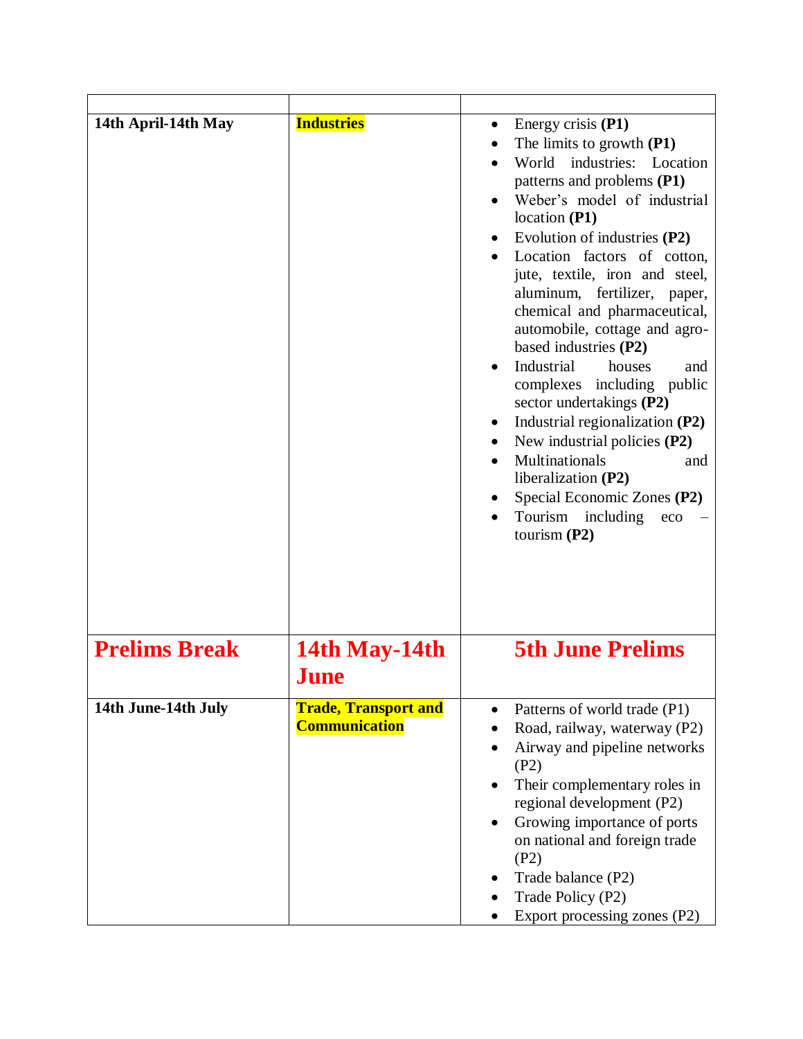| | | |
|---|---|---|
| **14th April-14th May** | **Industries** | • Energy crisis **(P1)**<br>• The limits to growth **(P1)**<br>• World industries: Location patterns and problems **(P1)**<br>• Weber's model of industrial location **(P1)**<br>• Evolution of industries **(P2)**<br>• Location factors of cotton, jute, textile, iron and steel, aluminum, fertilizer, paper, chemical and pharmaceutical, automobile, cottage and agro-based industries **(P2)**<br>• Industrial houses and complexes including public sector undertakings **(P2)**<br>• Industrial regionalization **(P2)**<br>• New industrial policies **(P2)**<br>• Multinationals and liberalization **(P2)**<br>• Special Economic Zones **(P2)**<br>• Tourism including eco – tourism **(P2)** |
| **Prelims Break** | **14th May-14th June** | **5th June Prelims** |
| **14th June-14th July** | **Trade, Transport and Communication** | • Patterns of world trade (P1)<br>• Road, railway, waterway (P2)<br>• Airway and pipeline networks (P2)<br>• Their complementary roles in regional development (P2)<br>• Growing importance of ports on national and foreign trade (P2)<br>• Trade balance (P2)<br>• Trade Policy (P2)<br>• Export processing zones (P2) |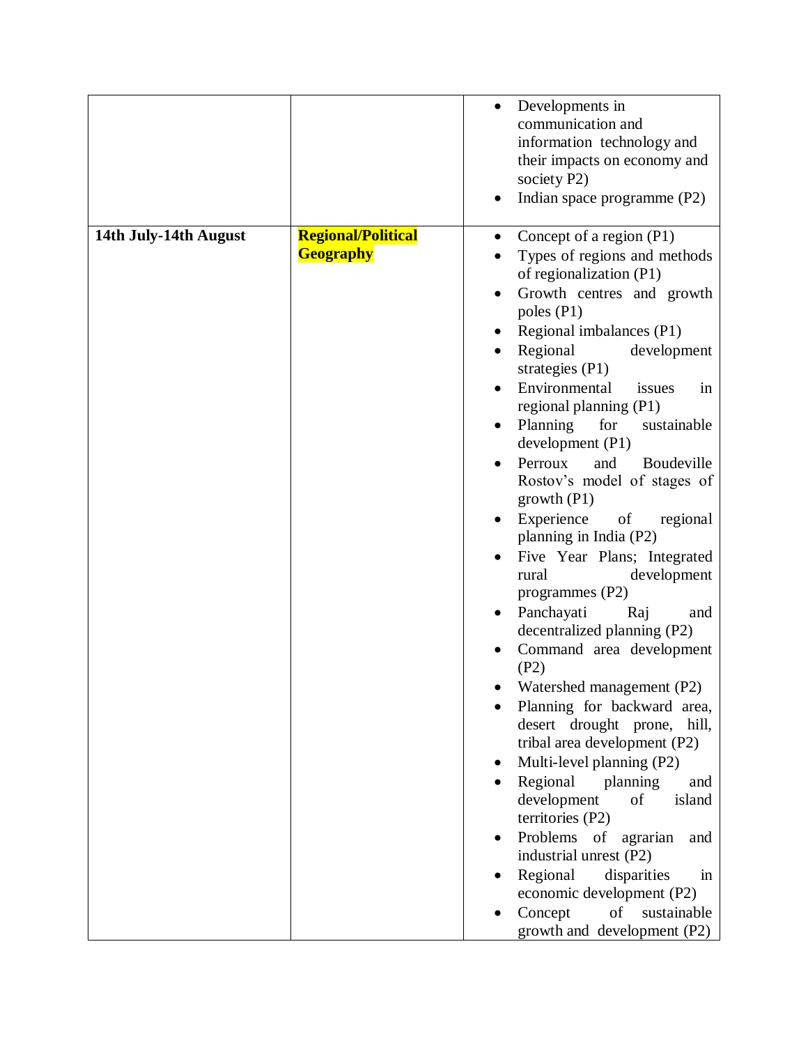|  |  |  |
|---|---|---|
|  |  | • Developments in communication and information technology and their impacts on economy and society P2)<br>• Indian space programme (P2) |
| **14th July-14th August** | **Regional/Political Geography** | • Concept of a region (P1)<br>• Types of regions and methods of regionalization (P1)<br>• Growth centres and growth poles (P1)<br>• Regional imbalances (P1)<br>• Regional development strategies (P1)<br>• Environmental issues in regional planning (P1)<br>• Planning for sustainable development (P1)<br>• Perroux and Boudeville Rostov's model of stages of growth (P1)<br>• Experience of regional planning in India (P2)<br>• Five Year Plans; Integrated rural development programmes (P2)<br>• Panchayati Raj and decentralized planning (P2)<br>• Command area development (P2)<br>• Watershed management (P2)<br>• Planning for backward area, desert drought prone, hill, tribal area development (P2)<br>• Multi-level planning (P2)<br>• Regional planning and development of island territories (P2)<br>• Problems of agrarian and industrial unrest (P2)<br>• Regional disparities in economic development (P2)<br>• Concept of sustainable growth and development (P2) |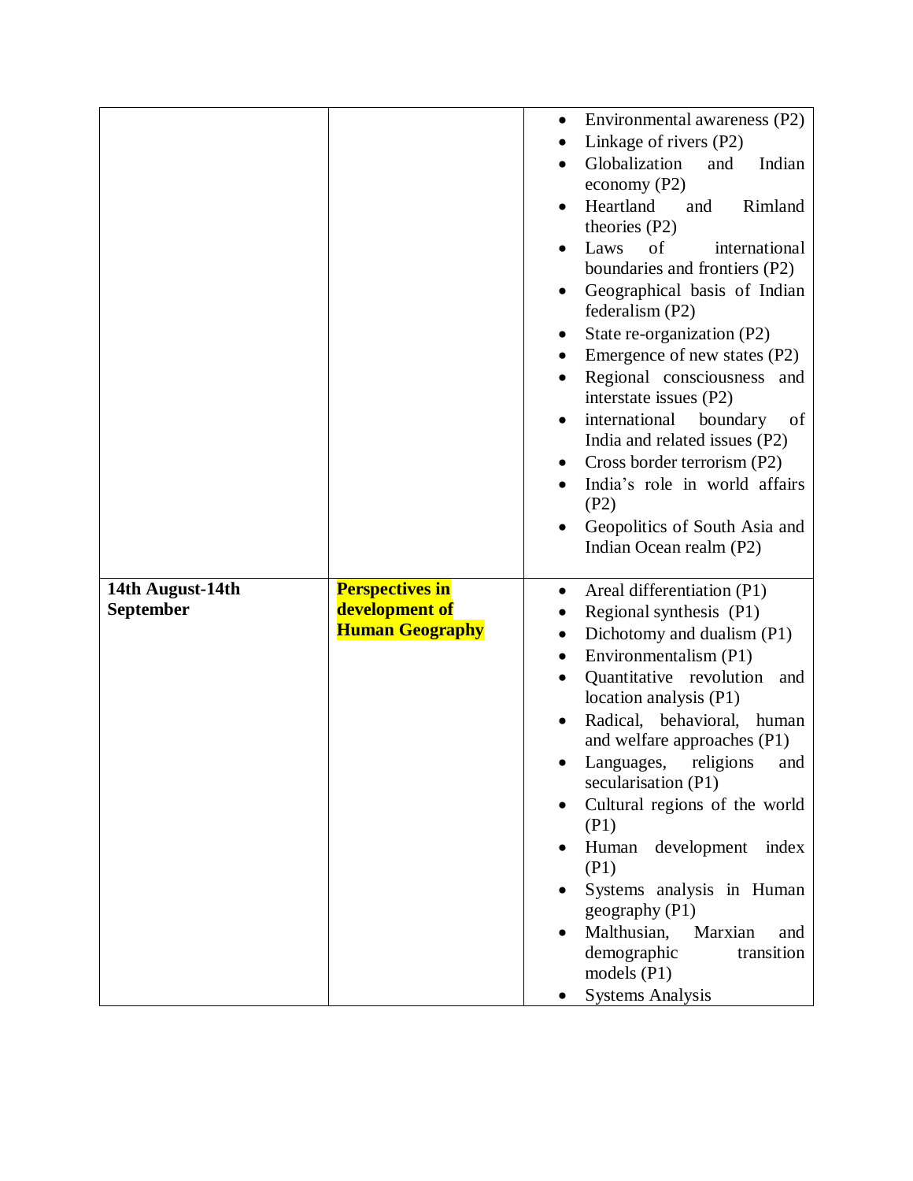| | | |
|---|---|---|
| | | <ul><li>Environmental awareness (P2)</li><li>Linkage of rivers (P2)</li><li>Globalization and Indian economy (P2)</li><li>Heartland and Rimland theories (P2)</li><li>Laws of international boundaries and frontiers (P2)</li><li>Geographical basis of Indian federalism (P2)</li><li>State re-organization (P2)</li><li>Emergence of new states (P2)</li><li>Regional consciousness and interstate issues (P2)</li><li>international boundary of India and related issues (P2)</li><li>Cross border terrorism (P2)</li><li>India's role in world affairs (P2)</li><li>Geopolitics of South Asia and Indian Ocean realm (P2)</li></ul> |
| **14th August-14th September** | **Perspectives in development of Human Geography** | <ul><li>Areal differentiation (P1)</li><li>Regional synthesis (P1)</li><li>Dichotomy and dualism (P1)</li><li>Environmentalism (P1)</li><li>Quantitative revolution and location analysis (P1)</li><li>Radical, behavioral, human and welfare approaches (P1)</li><li>Languages, religions and secularisation (P1)</li><li>Cultural regions of the world (P1)</li><li>Human development index (P1)</li><li>Systems analysis in Human geography (P1)</li><li>Malthusian, Marxian and demographic transition models (P1)</li><li>Systems Analysis</li></ul> |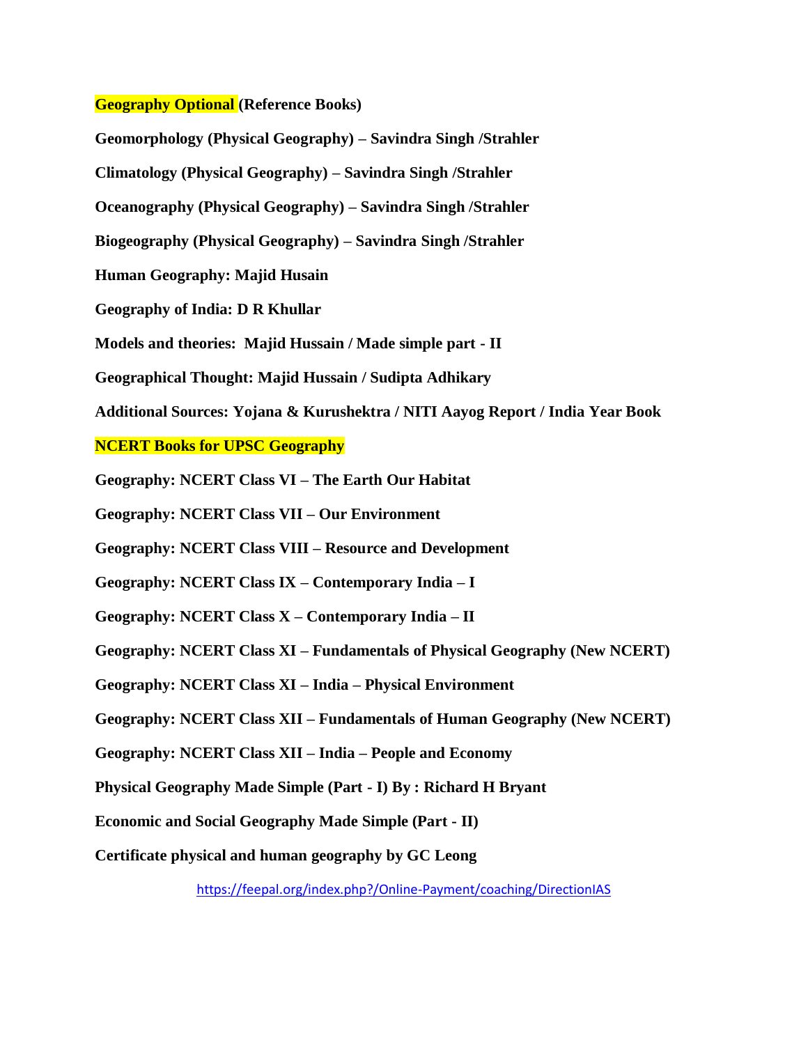**Geography Optional (Reference Books)**

**Geomorphology (Physical Geography) – Savindra Singh /Strahler**

**Climatology (Physical Geography) – Savindra Singh /Strahler**

**Oceanography (Physical Geography) – Savindra Singh /Strahler**

**Biogeography (Physical Geography) – Savindra Singh /Strahler**

**Human Geography: Majid Husain**

**Geography of India: D R Khullar**

**Models and theories: Majid Hussain / Made simple part - II**

**Geographical Thought: Majid Hussain / Sudipta Adhikary**

**Additional Sources: Yojana & Kurushektra / NITI Aayog Report / India Year Book**

**NCERT Books for UPSC Geography**

**Geography: NCERT Class VI – The Earth Our Habitat**

**Geography: NCERT Class VII – Our Environment**

**Geography: NCERT Class VIII – Resource and Development**

**Geography: NCERT Class IX – Contemporary India – I**

**Geography: NCERT Class X – Contemporary India – II**

**Geography: NCERT Class XI – Fundamentals of Physical Geography (New NCERT)**

**Geography: NCERT Class XI – India – Physical Environment**

**Geography: NCERT Class XII – Fundamentals of Human Geography (New NCERT)**

**Geography: NCERT Class XII – India – People and Economy**

**Physical Geography Made Simple (Part - I) By : Richard H Bryant**

**Economic and Social Geography Made Simple (Part - II)**

**Certificate physical and human geography by GC Leong**

https://feepal.org/index.php?/Online-Payment/coaching/DirectionIAS